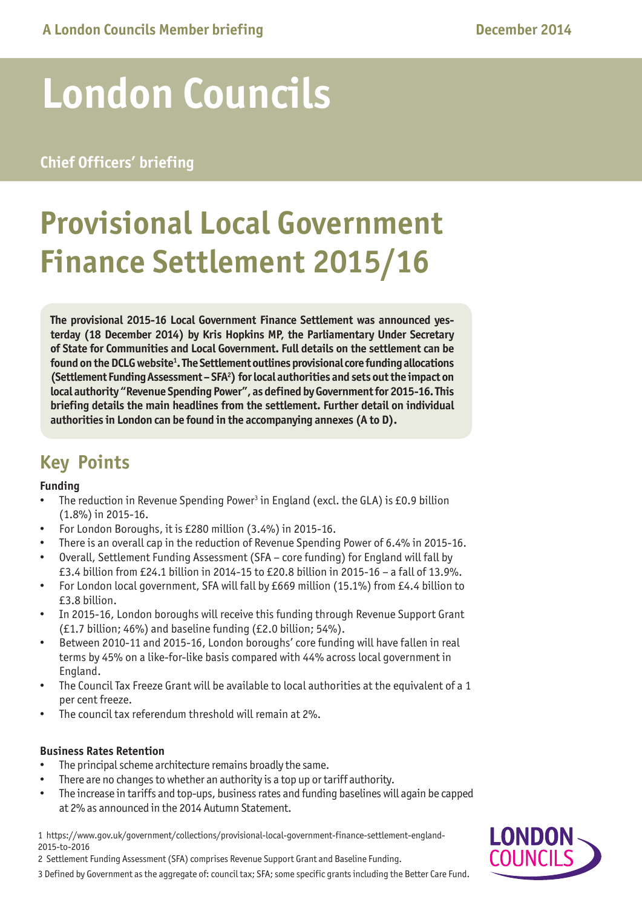A London Councils Member briefing

December 2014

# London Councils

Chief Officers' briefing

# Provisional Local Government Finance Settlement 2015/16

**The provisional 2015-16 Local Government Finance Settlement was announced yesterday (18 December 2014) by Kris Hopkins MP, the Parliamentary Under Secretary of State for Communities and Local Government. Full details on the settlement can be found on the DCLG website[1]. The Settlement outlines provisional core funding allocations (Settlement Funding Assessment – SFA[2]) for local authorities and sets out the impact on local authority "Revenue Spending Power", as defined by Government for 2015-16. This briefing details the main headlines from the settlement. Further detail on individual authorities in London can be found in the accompanying annexes (A to D).**

## Key Points

### Funding

- The reduction in Revenue Spending Power[3] in England (excl. the GLA) is £0.9 billion (1.8%) in 2015-16.
- For London Boroughs, it is £280 million (3.4%) in 2015-16.
- There is an overall cap in the reduction of Revenue Spending Power of 6.4% in 2015-16.
- Overall, Settlement Funding Assessment (SFA – core funding) for England will fall by £3.4 billion from £24.1 billion in 2014-15 to £20.8 billion in 2015-16 – a fall of 13.9%.
- For London local government, SFA will fall by £669 million (15.1%) from £4.4 billion to £3.8 billion.
- In 2015-16, London boroughs will receive this funding through Revenue Support Grant (£1.7 billion; 46%) and baseline funding (£2.0 billion; 54%).
- Between 2010-11 and 2015-16, London boroughs' core funding will have fallen in real terms by 45% on a like-for-like basis compared with 44% across local government in England.
- The Council Tax Freeze Grant will be available to local authorities at the equivalent of a 1 per cent freeze.
- The council tax referendum threshold will remain at 2%.

### Business Rates Retention

- The principal scheme architecture remains broadly the same.
- There are no changes to whether an authority is a top up or tariff authority.
- The increase in tariffs and top-ups, business rates and funding baselines will again be capped at 2% as announced in the 2014 Autumn Statement.

1 https://www.gov.uk/government/collections/provisional-local-government-finance-settlement-england-2015-to-2016

2 Settlement Funding Assessment (SFA) comprises Revenue Support Grant and Baseline Funding.

3 Defined by Government as the aggregate of: council tax; SFA; some specific grants including the Better Care Fund.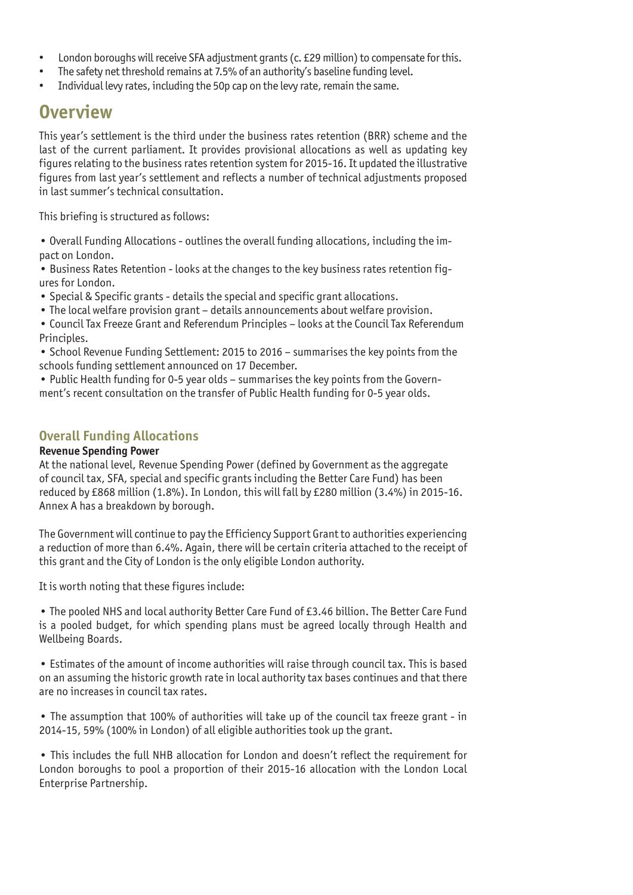- London boroughs will receive SFA adjustment grants (c. £29 million) to compensate for this.
- The safety net threshold remains at 7.5% of an authority's baseline funding level.
- Individual levy rates, including the 50p cap on the levy rate, remain the same.

## Overview

This year's settlement is the third under the business rates retention (BRR) scheme and the last of the current parliament. It provides provisional allocations as well as updating key figures relating to the business rates retention system for 2015-16. It updated the illustrative figures from last year's settlement and reflects a number of technical adjustments proposed in last summer's technical consultation.

This briefing is structured as follows:

- Overall Funding Allocations - outlines the overall funding allocations, including the impact on London.
- Business Rates Retention - looks at the changes to the key business rates retention figures for London.
- Special & Specific grants - details the special and specific grant allocations.
- The local welfare provision grant – details announcements about welfare provision.
- Council Tax Freeze Grant and Referendum Principles – looks at the Council Tax Referendum Principles.
- School Revenue Funding Settlement: 2015 to 2016 – summarises the key points from the schools funding settlement announced on 17 December.
- Public Health funding for 0-5 year olds – summarises the key points from the Government's recent consultation on the transfer of Public Health funding for 0-5 year olds.

### Overall Funding Allocations

**Revenue Spending Power**

At the national level, Revenue Spending Power (defined by Government as the aggregate of council tax, SFA, special and specific grants including the Better Care Fund) has been reduced by £868 million (1.8%). In London, this will fall by £280 million (3.4%) in 2015-16. Annex A has a breakdown by borough.

The Government will continue to pay the Efficiency Support Grant to authorities experiencing a reduction of more than 6.4%. Again, there will be certain criteria attached to the receipt of this grant and the City of London is the only eligible London authority.

It is worth noting that these figures include:

- The pooled NHS and local authority Better Care Fund of £3.46 billion. The Better Care Fund is a pooled budget, for which spending plans must be agreed locally through Health and Wellbeing Boards.

- Estimates of the amount of income authorities will raise through council tax. This is based on an assuming the historic growth rate in local authority tax bases continues and that there are no increases in council tax rates.

- The assumption that 100% of authorities will take up of the council tax freeze grant - in 2014-15, 59% (100% in London) of all eligible authorities took up the grant.

- This includes the full NHB allocation for London and doesn't reflect the requirement for London boroughs to pool a proportion of their 2015-16 allocation with the London Local Enterprise Partnership.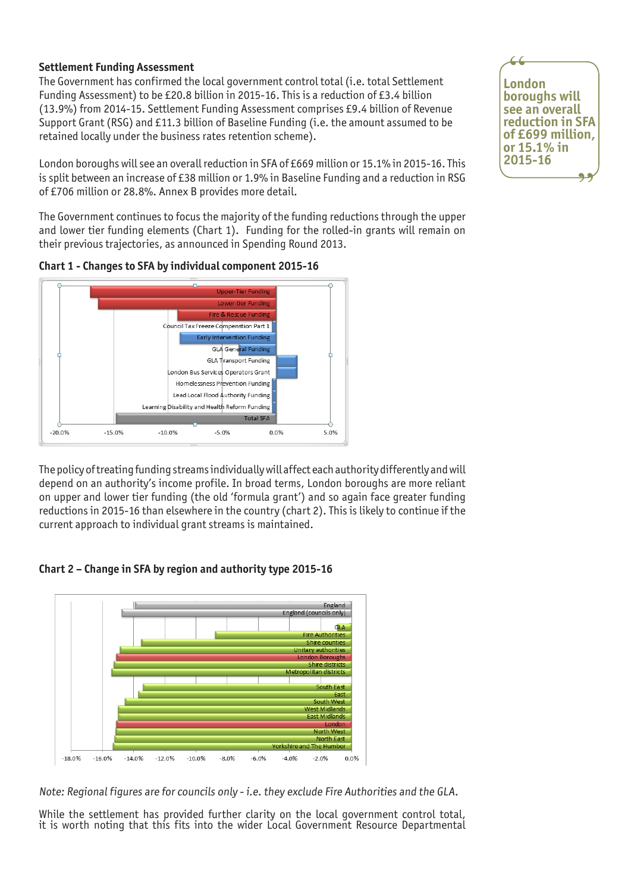### Settlement Funding Assessment

The Government has confirmed the local government control total (i.e. total Settlement Funding Assessment) to be £20.8 billion in 2015-16. This is a reduction of £3.4 billion (13.9%) from 2014-15. Settlement Funding Assessment comprises £9.4 billion of Revenue Support Grant (RSG) and £11.3 billion of Baseline Funding (i.e. the amount assumed to be retained locally under the business rates retention scheme).

London boroughs will see an overall reduction in SFA of £669 million or 15.1% in 2015-16. This is split between an increase of £38 million or 1.9% in Baseline Funding and a reduction in RSG of £706 million or 28.8%. Annex B provides more detail.

> **London boroughs will see an overall reduction in SFA of £699 million, or 15.1% in 2015-16**

The Government continues to focus the majority of the funding reductions through the upper and lower tier funding elements (Chart 1). Funding for the rolled-in grants will remain on their previous trajectories, as announced in Spending Round 2013.

**Chart 1 - Changes to SFA by individual component 2015-16**

Upper-Tier Funding
Lower-tier Funding
Fire & Rescue Funding
Council Tax Freeze Compensation Part 1
Early Intervention Funding
GLA General Funding
GLA Transport Funding
London Bus Services Operators Grant
Homelessness Prevention Funding
Lead Local Flood Authority Funding
Learning Disability and Health Reform Funding
Total SFA

-20.0% -15.0% -10.0% -5.0% 0.0% 5.0%

The policy of treating funding streams individually will affect each authority differently and will depend on an authority's income profile. In broad terms, London boroughs are more reliant on upper and lower tier funding (the old 'formula grant') and so again face greater funding reductions in 2015-16 than elsewhere in the country (chart 2). This is likely to continue if the current approach to individual grant streams is maintained.

**Chart 2 – Change in SFA by region and authority type 2015-16**

England
England (councils only)
GLA
Fire Authorities
Shire counties
Unitary authorities
London Boroughs
Shire districts
Metropolitan districts
South East
East
South West
West Midlands
East Midlands
London
North West
North East
Yorkshire and The Humber

-18.0% -16.0% -14.0% -12.0% -10.0% -8.0% -6.0% -4.0% -2.0% 0.0%

*Note: Regional figures are for councils only - i.e. they exclude Fire Authorities and the GLA.*

While the settlement has provided further clarity on the local government control total, it is worth noting that this fits into the wider Local Government Resource Departmental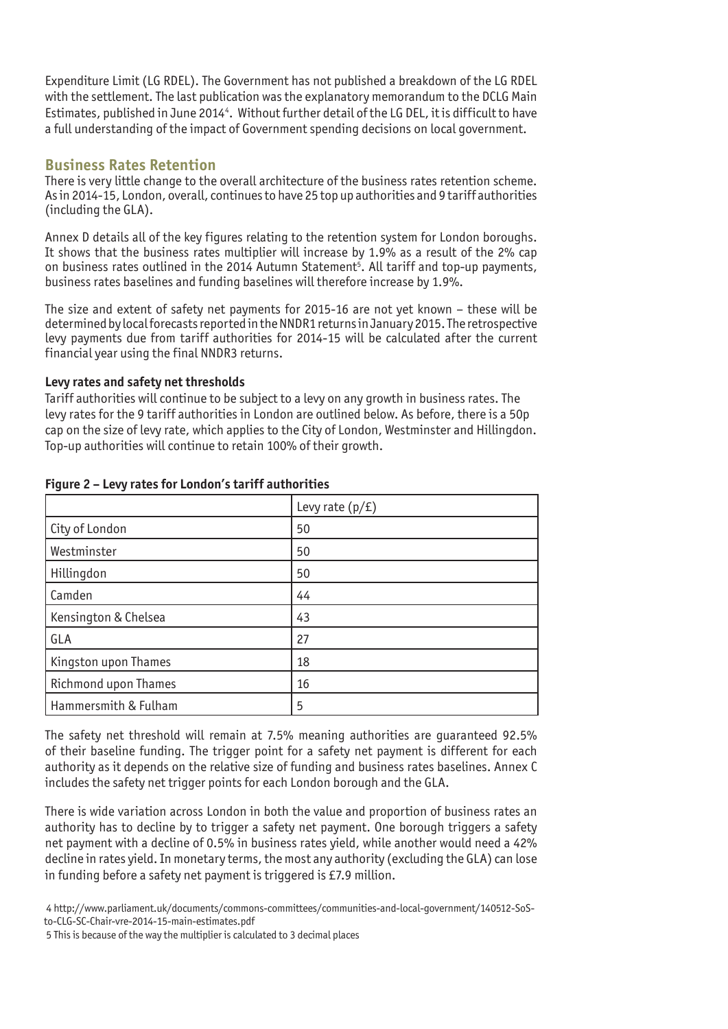Expenditure Limit (LG RDEL). The Government has not published a breakdown of the LG RDEL with the settlement. The last publication was the explanatory memorandum to the DCLG Main Estimates, published in June 2014[4]. Without further detail of the LG DEL, it is difficult to have a full understanding of the impact of Government spending decisions on local government.

## Business Rates Retention

There is very little change to the overall architecture of the business rates retention scheme. As in 2014-15, London, overall, continues to have 25 top up authorities and 9 tariff authorities (including the GLA).

Annex D details all of the key figures relating to the retention system for London boroughs. It shows that the business rates multiplier will increase by 1.9% as a result of the 2% cap on business rates outlined in the 2014 Autumn Statement[5]. All tariff and top-up payments, business rates baselines and funding baselines will therefore increase by 1.9%.

The size and extent of safety net payments for 2015-16 are not yet known – these will be determined by local forecasts reported in the NNDR1 returns in January 2015. The retrospective levy payments due from tariff authorities for 2014-15 will be calculated after the current financial year using the final NNDR3 returns.

### Levy rates and safety net thresholds

Tariff authorities will continue to be subject to a levy on any growth in business rates. The levy rates for the 9 tariff authorities in London are outlined below. As before, there is a 50p cap on the size of levy rate, which applies to the City of London, Westminster and Hillingdon. Top-up authorities will continue to retain 100% of their growth.

**Figure 2 – Levy rates for London's tariff authorities**

| | Levy rate (p/£) |
|---|---|
| City of London | 50 |
| Westminster | 50 |
| Hillingdon | 50 |
| Camden | 44 |
| Kensington & Chelsea | 43 |
| GLA | 27 |
| Kingston upon Thames | 18 |
| Richmond upon Thames | 16 |
| Hammersmith & Fulham | 5 |

The safety net threshold will remain at 7.5% meaning authorities are guaranteed 92.5% of their baseline funding. The trigger point for a safety net payment is different for each authority as it depends on the relative size of funding and business rates baselines. Annex C includes the safety net trigger points for each London borough and the GLA.

There is wide variation across London in both the value and proportion of business rates an authority has to decline by to trigger a safety net payment. One borough triggers a safety net payment with a decline of 0.5% in business rates yield, while another would need a 42% decline in rates yield. In monetary terms, the most any authority (excluding the GLA) can lose in funding before a safety net payment is triggered is £7.9 million.

[4] http://www.parliament.uk/documents/commons-committees/communities-and-local-government/140512-SoS-to-CLG-SC-Chair-vre-2014-15-main-estimates.pdf

[5] This is because of the way the multiplier is calculated to 3 decimal places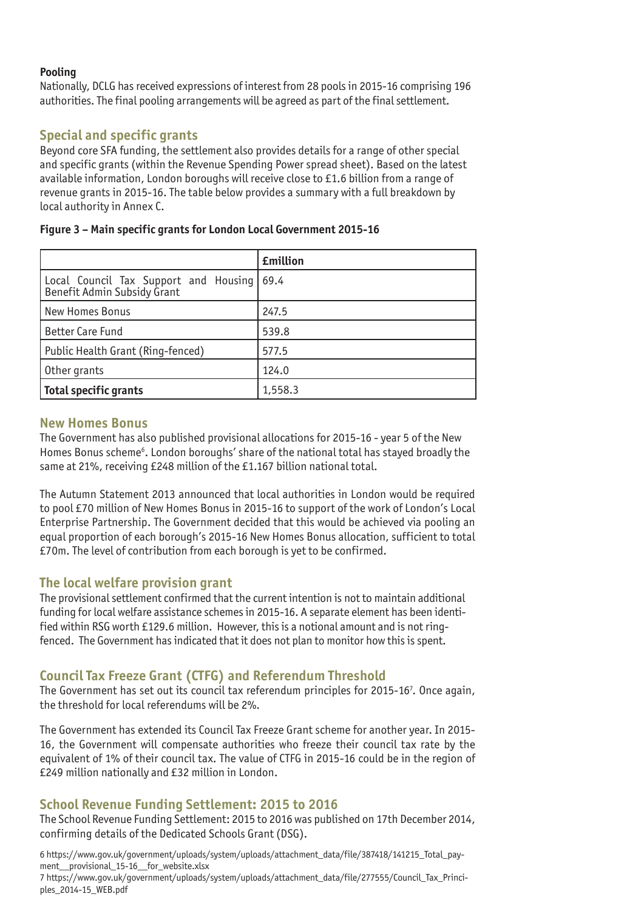**Pooling**

Nationally, DCLG has received expressions of interest from 28 pools in 2015-16 comprising 196 authorities. The final pooling arrangements will be agreed as part of the final settlement.

## Special and specific grants

Beyond core SFA funding, the settlement also provides details for a range of other special and specific grants (within the Revenue Spending Power spread sheet). Based on the latest available information, London boroughs will receive close to £1.6 billion from a range of revenue grants in 2015-16. The table below provides a summary with a full breakdown by local authority in Annex C.

**Figure 3 – Main specific grants for London Local Government 2015-16**

| | **£million** |
|---|---|
| Local Council Tax Support and Housing Benefit Admin Subsidy Grant | 69.4 |
| New Homes Bonus | 247.5 |
| Better Care Fund | 539.8 |
| Public Health Grant (Ring-fenced) | 577.5 |
| Other grants | 124.0 |
| **Total specific grants** | 1,558.3 |

## New Homes Bonus

The Government has also published provisional allocations for 2015-16 - year 5 of the New Homes Bonus scheme[6]. London boroughs' share of the national total has stayed broadly the same at 21%, receiving £248 million of the £1.167 billion national total.

The Autumn Statement 2013 announced that local authorities in London would be required to pool £70 million of New Homes Bonus in 2015-16 to support of the work of London's Local Enterprise Partnership. The Government decided that this would be achieved via pooling an equal proportion of each borough's 2015-16 New Homes Bonus allocation, sufficient to total £70m. The level of contribution from each borough is yet to be confirmed.

## The local welfare provision grant

The provisional settlement confirmed that the current intention is not to maintain additional funding for local welfare assistance schemes in 2015-16. A separate element has been identified within RSG worth £129.6 million. However, this is a notional amount and is not ring-fenced. The Government has indicated that it does not plan to monitor how this is spent.

## Council Tax Freeze Grant (CTFG) and Referendum Threshold

The Government has set out its council tax referendum principles for 2015-16[7]. Once again, the threshold for local referendums will be 2%.

The Government has extended its Council Tax Freeze Grant scheme for another year. In 2015-16, the Government will compensate authorities who freeze their council tax rate by the equivalent of 1% of their council tax. The value of CTFG in 2015-16 could be in the region of £249 million nationally and £32 million in London.

## School Revenue Funding Settlement: 2015 to 2016

The School Revenue Funding Settlement: 2015 to 2016 was published on 17th December 2014, confirming details of the Dedicated Schools Grant (DSG).

6 https://www.gov.uk/government/uploads/system/uploads/attachment_data/file/387418/141215_Total_payment__provisional_15-16__for_website.xlsx

7 https://www.gov.uk/government/uploads/system/uploads/attachment_data/file/277555/Council_Tax_Principles_2014-15_WEB.pdf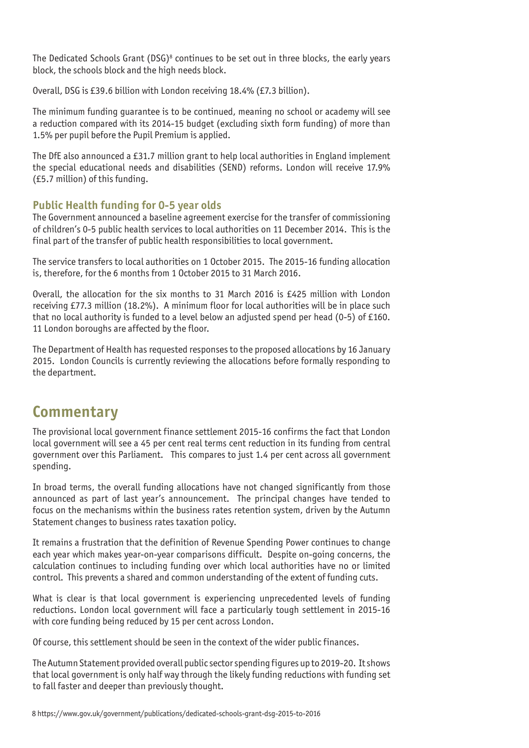The Dedicated Schools Grant (DSG)[8] continues to be set out in three blocks, the early years block, the schools block and the high needs block.

Overall, DSG is £39.6 billion with London receiving 18.4% (£7.3 billion).

The minimum funding guarantee is to be continued, meaning no school or academy will see a reduction compared with its 2014-15 budget (excluding sixth form funding) of more than 1.5% per pupil before the Pupil Premium is applied.

The DfE also announced a £31.7 million grant to help local authorities in England implement the special educational needs and disabilities (SEND) reforms. London will receive 17.9% (£5.7 million) of this funding.

### Public Health funding for 0-5 year olds

The Government announced a baseline agreement exercise for the transfer of commissioning of children's 0-5 public health services to local authorities on 11 December 2014. This is the final part of the transfer of public health responsibilities to local government.

The service transfers to local authorities on 1 October 2015. The 2015-16 funding allocation is, therefore, for the 6 months from 1 October 2015 to 31 March 2016.

Overall, the allocation for the six months to 31 March 2016 is £425 million with London receiving £77.3 million (18.2%). A minimum floor for local authorities will be in place such that no local authority is funded to a level below an adjusted spend per head (0-5) of £160. 11 London boroughs are affected by the floor.

The Department of Health has requested responses to the proposed allocations by 16 January 2015. London Councils is currently reviewing the allocations before formally responding to the department.

## Commentary

The provisional local government finance settlement 2015-16 confirms the fact that London local government will see a 45 per cent real terms cent reduction in its funding from central government over this Parliament. This compares to just 1.4 per cent across all government spending.

In broad terms, the overall funding allocations have not changed significantly from those announced as part of last year's announcement. The principal changes have tended to focus on the mechanisms within the business rates retention system, driven by the Autumn Statement changes to business rates taxation policy.

It remains a frustration that the definition of Revenue Spending Power continues to change each year which makes year-on-year comparisons difficult. Despite on-going concerns, the calculation continues to including funding over which local authorities have no or limited control. This prevents a shared and common understanding of the extent of funding cuts.

What is clear is that local government is experiencing unprecedented levels of funding reductions. London local government will face a particularly tough settlement in 2015-16 with core funding being reduced by 15 per cent across London.

Of course, this settlement should be seen in the context of the wider public finances.

The Autumn Statement provided overall public sector spending figures up to 2019-20. It shows that local government is only half way through the likely funding reductions with funding set to fall faster and deeper than previously thought.

8 https://www.gov.uk/government/publications/dedicated-schools-grant-dsg-2015-to-2016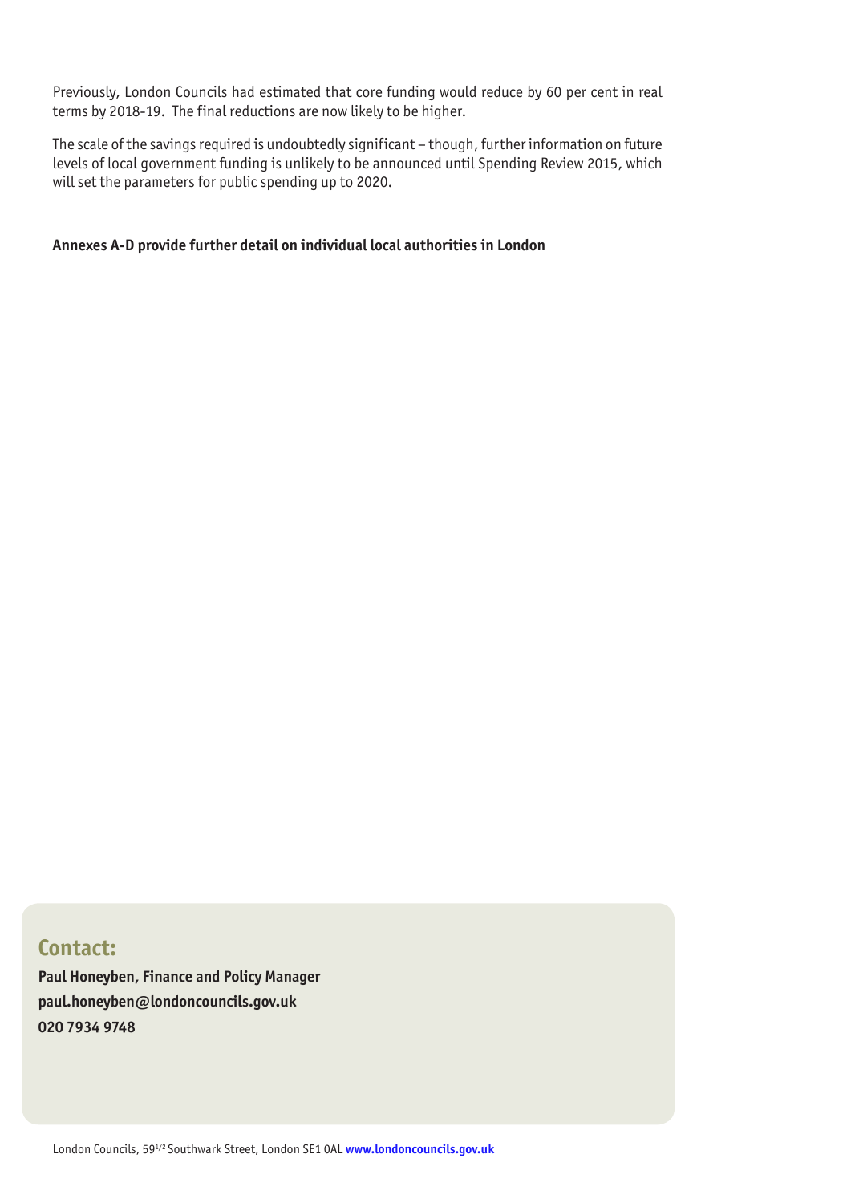Previously, London Councils had estimated that core funding would reduce by 60 per cent in real terms by 2018-19. The final reductions are now likely to be higher.

The scale of the savings required is undoubtedly significant – though, further information on future levels of local government funding is unlikely to be announced until Spending Review 2015, which will set the parameters for public spending up to 2020.

**Annexes A-D provide further detail on individual local authorities in London**

## Contact:

**Paul Honeyben, Finance and Policy Manager**
**paul.honeyben@londoncouncils.gov.uk**
**020 7934 9748**

London Councils, 59½ Southwark Street, London SE1 0AL **www.londoncouncils.gov.uk**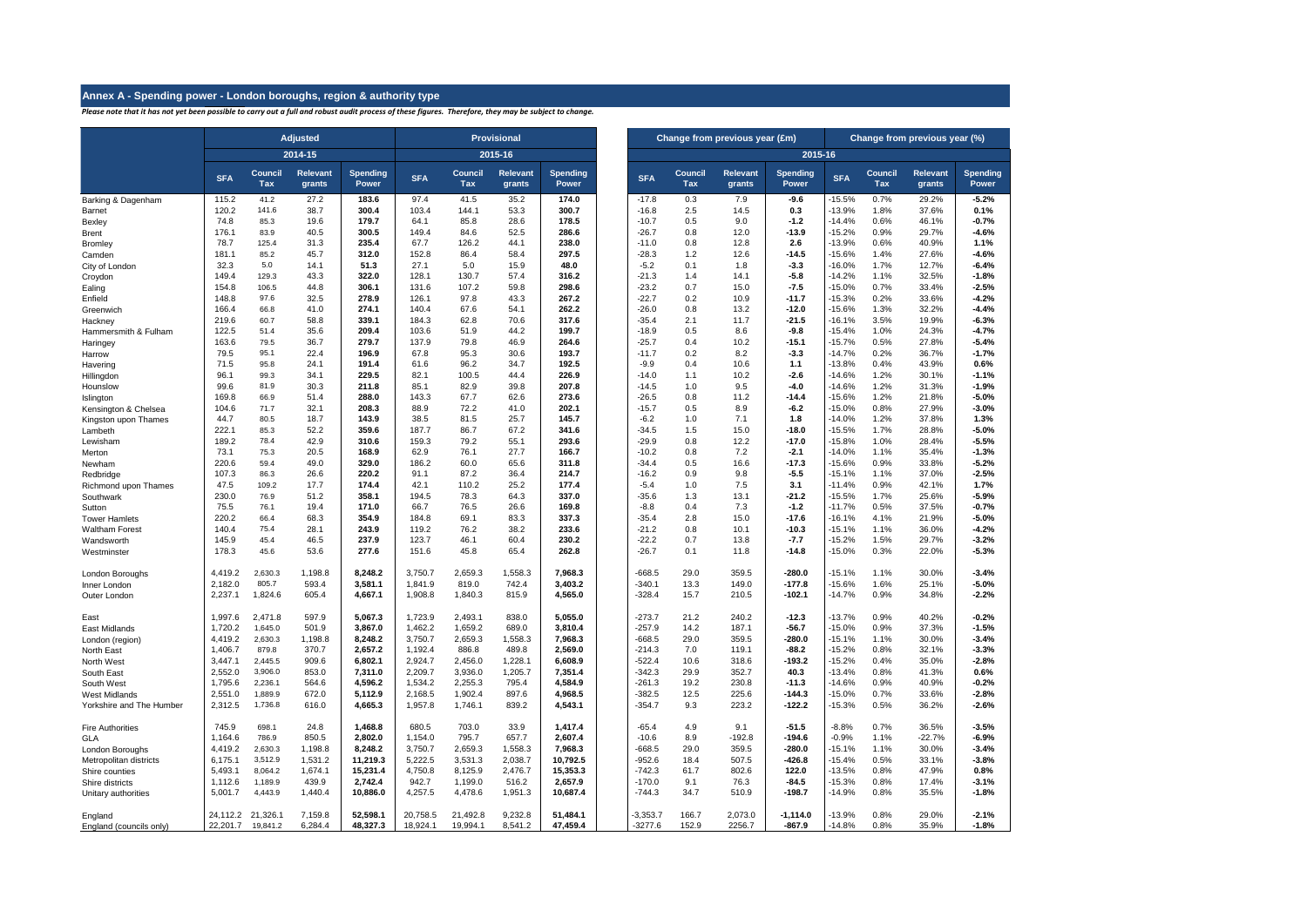## Annex A - Spending power - London boroughs, region & authority type

*Please note that it has not yet been possible to carry out a full and robust audit process of these figures. Therefore, they may be subject to change.*

| | Adjusted | | | | Provisional | | | | Change from previous year (£m) | | | | Change from previous year (%) | | | |
|---|---|---|---|---|---|---|---|---|---|---|---|---|---|---|---|---|
| | 2014-15 | | | | 2015-16 | | | | 2015-16 | | | | | | | |
| | SFA | Council Tax | Relevant grants | Spending Power | SFA | Council Tax | Relevant grants | Spending Power | SFA | Council Tax | Relevant grants | Spending Power | SFA | Council Tax | Relevant grants | Spending Power |
| Barking & Dagenham | 115.2 | 41.2 | 27.2 | **183.6** | 97.4 | 41.5 | 35.2 | **174.0** | -17.8 | 0.3 | 7.9 | **-9.6** | -15.5% | 0.7% | 29.2% | **-5.2%** |
| Barnet | 120.2 | 141.6 | 38.7 | **300.4** | 103.4 | 144.1 | 53.3 | **300.7** | -16.8 | 2.5 | 14.5 | **0.3** | -13.9% | 1.8% | 37.6% | **0.1%** |
| Bexley | 74.8 | 85.3 | 19.6 | **179.7** | 64.1 | 85.8 | 28.6 | **178.5** | -10.7 | 0.5 | 9.0 | **-1.2** | -14.4% | 0.6% | 46.1% | **-0.7%** |
| Brent | 176.1 | 83.9 | 40.5 | **300.5** | 149.4 | 84.6 | 52.5 | **286.6** | -26.7 | 0.8 | 12.0 | **-13.9** | -15.2% | 0.9% | 29.7% | **-4.6%** |
| Bromley | 78.7 | 125.4 | 31.3 | **235.4** | 67.7 | 126.2 | 44.1 | **238.0** | -11.0 | 0.8 | 12.8 | **2.6** | -13.9% | 0.6% | 40.9% | **1.1%** |
| Camden | 181.1 | 85.2 | 45.7 | **312.0** | 152.8 | 86.4 | 58.4 | **297.5** | -28.3 | 1.2 | 12.6 | **-14.5** | -15.6% | 1.4% | 27.6% | **-4.6%** |
| City of London | 32.3 | 5.0 | 14.1 | **51.3** | 27.1 | 5.0 | 15.9 | **48.0** | -5.2 | 0.1 | 1.8 | **-3.3** | -16.0% | 1.7% | 12.7% | **-6.4%** |
| Croydon | 149.4 | 129.3 | 43.3 | **322.0** | 128.1 | 130.7 | 57.4 | **316.2** | -21.3 | 1.4 | 14.1 | **-5.8** | -14.2% | 1.1% | 32.5% | **-1.8%** |
| Ealing | 154.8 | 106.5 | 44.8 | **306.1** | 131.6 | 107.2 | 59.8 | **298.6** | -23.2 | 0.7 | 15.0 | **-7.5** | -15.0% | 0.7% | 33.4% | **-2.5%** |
| Enfield | 148.8 | 97.6 | 32.5 | **278.9** | 126.1 | 97.8 | 43.3 | **267.2** | -22.7 | 0.2 | 10.9 | **-11.7** | -15.3% | 0.2% | 33.6% | **-4.2%** |
| Greenwich | 166.4 | 66.8 | 41.0 | **274.1** | 140.4 | 67.6 | 54.1 | **262.2** | -26.0 | 0.8 | 13.2 | **-12.0** | -15.6% | 1.3% | 32.2% | **-4.4%** |
| Hackney | 219.6 | 60.7 | 58.8 | **339.1** | 184.3 | 62.8 | 70.6 | **317.6** | -35.4 | 2.1 | 11.7 | **-21.5** | -16.1% | 3.5% | 19.9% | **-6.3%** |
| Hammersmith & Fulham | 122.5 | 51.4 | 35.6 | **209.4** | 103.6 | 51.9 | 44.2 | **199.7** | -18.9 | 0.5 | 8.6 | **-9.8** | -15.4% | 1.0% | 24.3% | **-4.7%** |
| Haringey | 163.6 | 79.5 | 36.7 | **279.7** | 137.9 | 79.8 | 46.9 | **264.6** | -25.7 | 0.4 | 10.2 | **-15.1** | -15.7% | 0.5% | 27.8% | **-5.4%** |
| Harrow | 79.5 | 95.1 | 22.4 | **196.9** | 67.8 | 95.3 | 30.6 | **193.7** | -11.7 | 0.2 | 8.2 | **-3.3** | -14.7% | 0.2% | 36.7% | **-1.7%** |
| Havering | 71.5 | 95.8 | 24.1 | **191.4** | 61.6 | 96.2 | 34.7 | **192.5** | -9.9 | 0.4 | 10.6 | **1.1** | -13.8% | 0.4% | 43.9% | **0.6%** |
| Hillingdon | 96.1 | 99.3 | 34.1 | **229.5** | 82.1 | 100.5 | 44.4 | **226.9** | -14.0 | 1.1 | 10.2 | **-2.6** | -14.6% | 1.2% | 30.1% | **-1.1%** |
| Hounslow | 99.6 | 81.9 | 30.3 | **211.8** | 85.1 | 82.9 | 39.8 | **207.8** | -14.5 | 1.0 | 9.5 | **-4.0** | -14.6% | 1.2% | 31.3% | **-1.9%** |
| Islington | 169.8 | 66.9 | 51.4 | **288.0** | 143.3 | 67.7 | 62.6 | **273.6** | -26.5 | 0.8 | 11.2 | **-14.4** | -15.6% | 1.2% | 21.8% | **-5.0%** |
| Kensington & Chelsea | 104.6 | 71.7 | 32.1 | **208.3** | 88.9 | 72.2 | 41.0 | **202.1** | -15.7 | 0.5 | 8.9 | **-6.2** | -15.0% | 0.8% | 27.9% | **-3.0%** |
| Kingston upon Thames | 44.7 | 80.5 | 18.7 | **143.9** | 38.5 | 81.5 | 25.7 | **145.7** | -6.2 | 1.0 | 7.1 | **1.8** | -14.0% | 1.2% | 37.8% | **1.3%** |
| Lambeth | 222.1 | 85.3 | 52.2 | **359.6** | 187.7 | 86.7 | 67.2 | **341.6** | -34.5 | 1.5 | 15.0 | **-18.0** | -15.5% | 1.7% | 28.8% | **-5.0%** |
| Lewisham | 189.2 | 78.4 | 42.9 | **310.6** | 159.3 | 79.2 | 55.1 | **293.6** | -29.9 | 0.8 | 12.2 | **-17.0** | -15.8% | 1.0% | 28.4% | **-5.5%** |
| Merton | 73.1 | 75.3 | 20.5 | **168.9** | 62.9 | 76.1 | 27.7 | **166.7** | -10.2 | 0.8 | 7.2 | **-2.1** | -14.0% | 1.1% | 35.4% | **-1.3%** |
| Newham | 220.6 | 59.4 | 49.0 | **329.0** | 186.2 | 60.0 | 65.6 | **311.8** | -34.4 | 0.5 | 16.6 | **-17.3** | -15.6% | 0.9% | 33.8% | **-5.2%** |
| Redbridge | 107.3 | 86.3 | 26.6 | **220.2** | 91.1 | 87.2 | 36.4 | **214.7** | -16.2 | 0.9 | 9.8 | **-5.5** | -15.1% | 1.1% | 37.0% | **-2.5%** |
| Richmond upon Thames | 47.5 | 109.2 | 17.7 | **174.4** | 42.1 | 110.2 | 25.2 | **177.4** | -5.4 | 1.0 | 7.5 | **3.1** | -11.4% | 0.9% | 42.1% | **1.7%** |
| Southwark | 230.0 | 76.9 | 51.2 | **358.1** | 194.5 | 78.3 | 64.3 | **337.0** | -35.6 | 1.3 | 13.1 | **-21.2** | -15.5% | 1.7% | 25.6% | **-5.9%** |
| Sutton | 75.5 | 76.1 | 19.4 | **171.0** | 66.7 | 76.5 | 26.6 | **169.8** | -8.8 | 0.4 | 7.3 | **-1.2** | -11.7% | 0.5% | 37.5% | **-0.7%** |
| Tower Hamlets | 220.2 | 66.4 | 68.3 | **354.9** | 184.8 | 69.1 | 83.3 | **337.3** | -35.4 | 2.8 | 15.0 | **-17.6** | -16.1% | 4.1% | 21.9% | **-5.0%** |
| Waltham Forest | 140.4 | 75.4 | 28.1 | **243.9** | 119.2 | 76.2 | 38.2 | **233.6** | -21.2 | 0.8 | 10.1 | **-10.3** | -15.1% | 1.1% | 36.0% | **-4.2%** |
| Wandsworth | 145.9 | 45.4 | 46.5 | **237.9** | 123.7 | 46.1 | 60.4 | **230.2** | -22.2 | 0.7 | 13.8 | **-7.7** | -15.2% | 1.5% | 29.7% | **-3.2%** |
| Westminster | 178.3 | 45.6 | 53.6 | **277.6** | 151.6 | 45.8 | 65.4 | **262.8** | -26.7 | 0.1 | 11.8 | **-14.8** | -15.0% | 0.3% | 22.0% | **-5.3%** |
| London Boroughs | 4,419.2 | 2,630.3 | 1,198.8 | **8,248.2** | 3,750.7 | 2,659.3 | 1,558.3 | **7,968.3** | -668.5 | 29.0 | 359.5 | **-280.0** | -15.1% | 1.1% | 30.0% | **-3.4%** |
| Inner London | 2,182.0 | 805.7 | 593.4 | **3,581.1** | 1,841.9 | 819.0 | 742.4 | **3,403.2** | -340.1 | 13.3 | 149.0 | **-177.8** | -15.6% | 1.6% | 25.1% | **-5.0%** |
| Outer London | 2,237.1 | 1,824.6 | 605.4 | **4,667.1** | 1,908.8 | 1,840.3 | 815.9 | **4,565.0** | -328.4 | 15.7 | 210.5 | **-102.1** | -14.7% | 0.9% | 34.8% | **-2.2%** |
| East | 1,997.6 | 2,471.8 | 597.9 | **5,067.3** | 1,723.9 | 2,493.1 | 838.0 | **5,055.0** | -273.7 | 21.2 | 240.2 | **-12.3** | -13.7% | 0.9% | 40.2% | **-0.2%** |
| East Midlands | 1,720.2 | 1,645.0 | 501.9 | **3,867.0** | 1,462.2 | 1,659.2 | 689.0 | **3,810.4** | -257.9 | 14.2 | 187.1 | **-56.7** | -15.0% | 0.9% | 37.3% | **-1.5%** |
| London (region) | 4,419.2 | 2,630.3 | 1,198.8 | **8,248.2** | 3,750.7 | 2,659.3 | 1,558.3 | **7,968.3** | -668.5 | 29.0 | 359.5 | **-280.0** | -15.1% | 1.1% | 30.0% | **-3.4%** |
| North East | 1,406.7 | 879.8 | 370.7 | **2,657.2** | 1,192.4 | 886.8 | 489.8 | **2,569.0** | -214.3 | 7.0 | 119.1 | **-88.2** | -15.2% | 0.8% | 32.1% | **-3.3%** |
| North West | 3,447.1 | 2,445.5 | 909.6 | **6,802.1** | 2,924.7 | 2,456.0 | 1,228.1 | **6,608.9** | -522.4 | 10.6 | 318.6 | **-193.2** | -15.2% | 0.4% | 35.0% | **-2.8%** |
| South East | 2,552.0 | 3,906.0 | 853.0 | **7,311.0** | 2,209.7 | 3,936.0 | 1,205.7 | **7,351.4** | -342.3 | 29.9 | 352.7 | **40.3** | -13.4% | 0.8% | 41.3% | **0.6%** |
| South West | 1,795.6 | 2,236.1 | 564.6 | **4,596.2** | 1,534.2 | 2,255.3 | 795.4 | **4,584.9** | -261.3 | 19.2 | 230.8 | **-11.3** | -14.6% | 0.9% | 40.9% | **-0.2%** |
| West Midlands | 2,551.0 | 1,889.9 | 672.0 | **5,112.9** | 2,168.5 | 1,902.4 | 897.6 | **4,968.5** | -382.5 | 12.5 | 225.6 | **-144.3** | -15.0% | 0.7% | 33.6% | **-2.8%** |
| Yorkshire and The Humber | 2,312.5 | 1,736.8 | 616.0 | **4,665.3** | 1,957.8 | 1,746.1 | 839.2 | **4,543.1** | -354.7 | 9.3 | 223.2 | **-122.2** | -15.3% | 0.5% | 36.2% | **-2.6%** |
| Fire Authorities | 745.9 | 698.1 | 24.8 | **1,468.8** | 680.5 | 703.0 | 33.9 | **1,417.4** | -65.4 | 4.9 | 9.1 | **-51.5** | -8.8% | 0.7% | 36.5% | **-3.5%** |
| GLA | 1,164.6 | 786.9 | 850.5 | **2,802.0** | 1,154.0 | 795.7 | 657.7 | **2,607.4** | -10.6 | 8.9 | -192.8 | **-194.6** | -0.9% | 1.1% | -22.7% | **-6.9%** |
| London Boroughs | 4,419.2 | 2,630.3 | 1,198.8 | **8,248.2** | 3,750.7 | 2,659.3 | 1,558.3 | **7,968.3** | -668.5 | 29.0 | 359.5 | **-280.0** | -15.1% | 1.1% | 30.0% | **-3.4%** |
| Metropolitan districts | 6,175.1 | 3,512.9 | 1,531.2 | **11,219.3** | 5,222.5 | 3,531.3 | 2,038.7 | **10,792.5** | -952.6 | 18.4 | 507.5 | **-426.8** | -15.4% | 0.5% | 33.1% | **-3.8%** |
| Shire counties | 5,493.1 | 8,064.2 | 1,674.1 | **15,231.4** | 4,750.8 | 8,125.9 | 2,476.7 | **15,353.3** | -742.3 | 61.7 | 802.6 | **122.0** | -13.5% | 0.8% | 47.9% | **0.8%** |
| Shire districts | 1,112.6 | 1,189.9 | 439.9 | **2,742.4** | 942.7 | 1,199.0 | 516.2 | **2,657.9** | -170.0 | 9.1 | 76.3 | **-84.5** | -15.3% | 0.8% | 17.4% | **-3.1%** |
| Unitary authorities | 5,001.7 | 4,443.9 | 1,440.4 | **10,886.0** | 4,257.5 | 4,478.6 | 1,951.3 | **10,687.4** | -744.3 | 34.7 | 510.9 | **-198.7** | -14.9% | 0.8% | 35.5% | **-1.8%** |
| England | 24,112.2 | 21,326.1 | 7,159.8 | **52,598.1** | 20,758.5 | 21,492.8 | 9,232.8 | **51,484.1** | -3,353.7 | 166.7 | 2,073.0 | **-1,114.0** | -13.9% | 0.8% | 29.0% | **-2.1%** |
| England (councils only) | 22,201.7 | 19,841.2 | 6,284.4 | **48,327.3** | 18,924.1 | 19,994.1 | 8,541.2 | **47,459.4** | -3277.6 | 152.9 | 2256.7 | **-867.9** | -14.8% | 0.8% | 35.9% | **-1.8%** |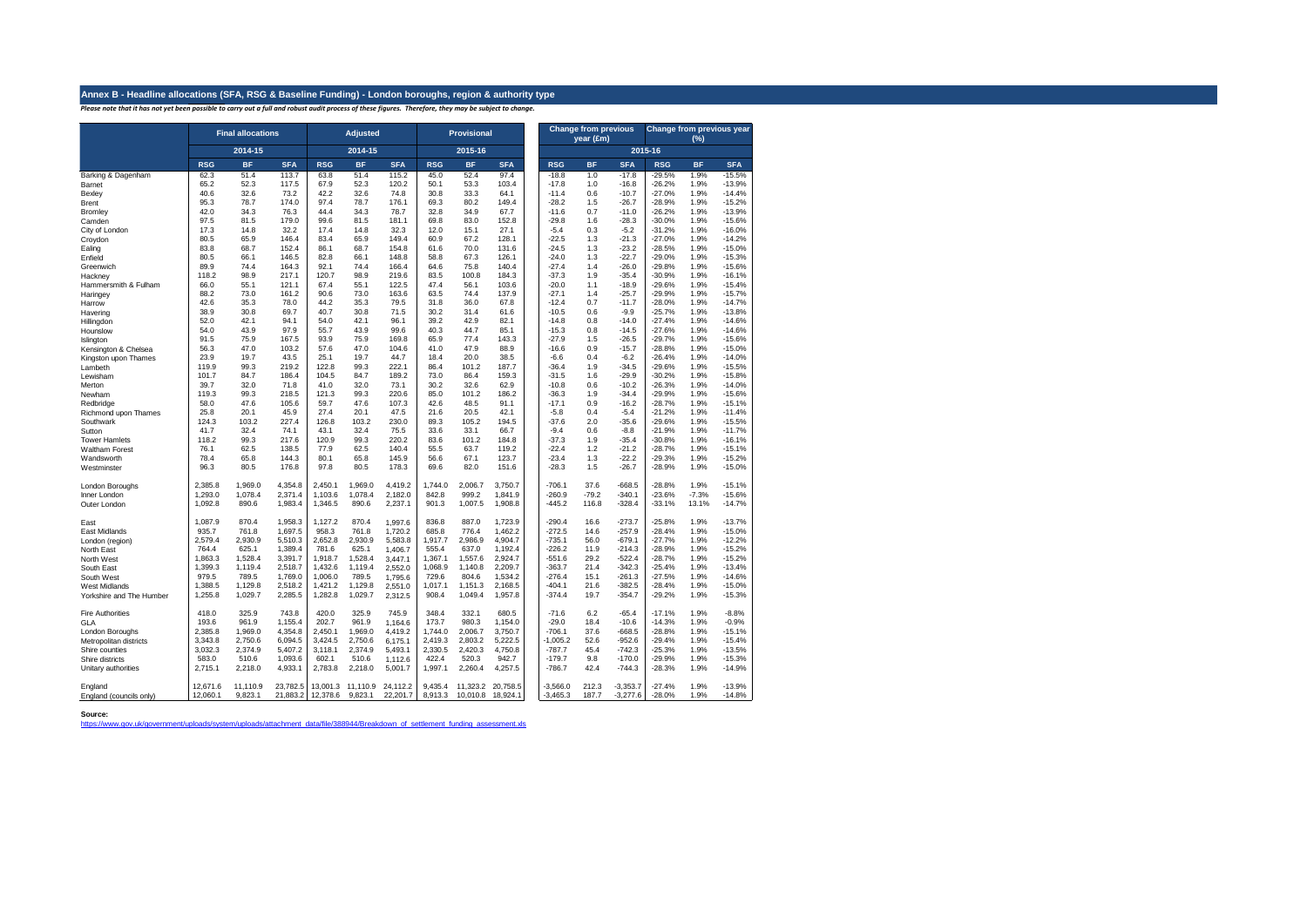## Annex B - Headline allocations (SFA, RSG & Baseline Funding) - London boroughs, region & authority type

*Please note that it has not yet been possible to carry out a full and robust audit process of these figures. Therefore, they may be subject to change.*

| | Final allocations | | | Adjusted | | | Provisional | | | Change from previous year (£m) | | | Change from previous year (%) | | |
|---|---|---|---|---|---|---|---|---|---|---|---|---|---|---|---|
| | 2014-15 | | | 2014-15 | | | 2015-16 | | | 2015-16 | | | | | |
| | RSG | BF | SFA | RSG | BF | SFA | RSG | BF | SFA | RSG | BF | SFA | RSG | BF | SFA |
| Barking & Dagenham | 62.3 | 51.4 | 113.7 | 63.8 | 51.4 | 115.2 | 45.0 | 52.4 | 97.4 | -18.8 | 1.0 | -17.8 | -29.5% | 1.9% | -15.5% |
| Barnet | 65.2 | 52.3 | 117.5 | 67.9 | 52.3 | 120.2 | 50.1 | 53.3 | 103.4 | -17.8 | 1.0 | -16.8 | -26.2% | 1.9% | -13.9% |
| Bexley | 40.6 | 32.6 | 73.2 | 42.2 | 32.6 | 74.8 | 30.8 | 33.3 | 64.1 | -11.4 | 0.6 | -10.7 | -27.0% | 1.9% | -14.4% |
| Brent | 95.3 | 78.7 | 174.0 | 97.4 | 78.7 | 176.1 | 69.3 | 80.2 | 149.4 | -28.2 | 1.5 | -26.7 | -28.9% | 1.9% | -15.2% |
| Bromley | 42.0 | 34.3 | 76.3 | 44.4 | 34.3 | 78.7 | 32.8 | 34.9 | 67.7 | -11.6 | 0.7 | -11.0 | -26.2% | 1.9% | -13.9% |
| Camden | 97.5 | 81.5 | 179.0 | 99.6 | 81.5 | 181.1 | 69.8 | 83.0 | 152.8 | -29.8 | 1.6 | -28.3 | -30.0% | 1.9% | -15.6% |
| City of London | 17.3 | 14.8 | 32.2 | 17.4 | 14.8 | 32.3 | 12.0 | 15.1 | 27.1 | -5.4 | 0.3 | -5.2 | -31.2% | 1.9% | -16.0% |
| Croydon | 80.5 | 65.9 | 146.4 | 83.4 | 65.9 | 149.4 | 60.9 | 67.2 | 128.1 | -22.5 | 1.3 | -21.3 | -27.0% | 1.9% | -14.2% |
| Ealing | 83.8 | 68.7 | 152.4 | 86.1 | 68.7 | 154.8 | 61.6 | 70.0 | 131.6 | -24.5 | 1.3 | -23.2 | -28.5% | 1.9% | -15.0% |
| Enfield | 80.5 | 66.1 | 146.5 | 82.8 | 66.1 | 148.8 | 58.8 | 67.3 | 126.1 | -24.0 | 1.3 | -22.7 | -29.0% | 1.9% | -15.3% |
| Greenwich | 89.9 | 74.4 | 164.3 | 92.1 | 74.4 | 166.4 | 64.6 | 75.8 | 140.4 | -27.4 | 1.4 | -26.0 | -29.8% | 1.9% | -15.6% |
| Hackney | 118.2 | 98.9 | 217.1 | 120.7 | 98.9 | 219.6 | 83.5 | 100.8 | 184.3 | -37.3 | 1.9 | -35.4 | -30.9% | 1.9% | -16.1% |
| Hammersmith & Fulham | 66.0 | 55.1 | 121.1 | 67.4 | 55.1 | 122.5 | 47.4 | 56.1 | 103.6 | -20.0 | 1.1 | -18.9 | -29.6% | 1.9% | -15.4% |
| Haringey | 88.2 | 73.0 | 161.2 | 90.6 | 73.0 | 163.6 | 63.5 | 74.4 | 137.9 | -27.1 | 1.4 | -25.7 | -29.9% | 1.9% | -15.7% |
| Harrow | 42.6 | 35.3 | 78.0 | 44.2 | 35.3 | 79.5 | 31.8 | 36.0 | 67.8 | -12.4 | 0.7 | -11.7 | -28.0% | 1.9% | -14.7% |
| Havering | 38.9 | 30.8 | 69.7 | 40.7 | 30.8 | 71.5 | 30.2 | 31.4 | 61.6 | -10.5 | 0.6 | -9.9 | -25.7% | 1.9% | -13.8% |
| Hillingdon | 52.0 | 42.1 | 94.1 | 54.0 | 42.1 | 96.1 | 39.2 | 42.9 | 82.1 | -14.8 | 0.8 | -14.0 | -27.4% | 1.9% | -14.6% |
| Hounslow | 54.0 | 43.9 | 97.9 | 55.7 | 43.9 | 99.6 | 40.3 | 44.7 | 85.1 | -15.3 | 0.8 | -14.5 | -27.6% | 1.9% | -14.6% |
| Islington | 91.5 | 75.9 | 167.5 | 93.9 | 75.9 | 169.8 | 65.9 | 77.4 | 143.3 | -27.9 | 1.5 | -26.5 | -29.7% | 1.9% | -15.6% |
| Kensington & Chelsea | 56.3 | 47.0 | 103.2 | 57.6 | 47.0 | 104.6 | 41.0 | 47.9 | 88.9 | -16.6 | 0.9 | -15.7 | -28.8% | 1.9% | -15.0% |
| Kingston upon Thames | 23.9 | 19.7 | 43.5 | 25.1 | 19.7 | 44.7 | 18.4 | 20.0 | 38.5 | -6.6 | 0.4 | -6.2 | -26.4% | 1.9% | -14.0% |
| Lambeth | 119.9 | 99.3 | 219.2 | 122.8 | 99.3 | 222.1 | 86.4 | 101.2 | 187.7 | -36.4 | 1.9 | -34.5 | -29.6% | 1.9% | -15.5% |
| Lewisham | 101.7 | 84.7 | 186.4 | 104.5 | 84.7 | 189.2 | 73.0 | 86.4 | 159.3 | -31.5 | 1.6 | -29.9 | -30.2% | 1.9% | -15.8% |
| Merton | 39.7 | 32.0 | 71.8 | 41.0 | 32.0 | 73.1 | 30.2 | 32.6 | 62.9 | -10.8 | 0.6 | -10.2 | -26.3% | 1.9% | -14.0% |
| Newham | 119.3 | 99.3 | 218.5 | 121.3 | 99.3 | 220.6 | 85.0 | 101.2 | 186.2 | -36.3 | 1.9 | -34.4 | -29.9% | 1.9% | -15.6% |
| Redbridge | 58.0 | 47.6 | 105.6 | 59.7 | 47.6 | 107.3 | 42.6 | 48.5 | 91.1 | -17.1 | 0.9 | -16.2 | -28.7% | 1.9% | -15.1% |
| Richmond upon Thames | 25.8 | 20.1 | 45.9 | 27.4 | 20.1 | 47.5 | 21.6 | 20.5 | 42.1 | -5.8 | 0.4 | -5.4 | -21.2% | 1.9% | -11.4% |
| Southwark | 124.3 | 103.2 | 227.4 | 126.8 | 103.2 | 230.0 | 89.3 | 105.2 | 194.5 | -37.6 | 2.0 | -35.6 | -29.6% | 1.9% | -15.5% |
| Sutton | 41.7 | 32.4 | 74.1 | 43.1 | 32.4 | 75.5 | 33.6 | 33.1 | 66.7 | -9.4 | 0.6 | -8.8 | -21.9% | 1.9% | -11.7% |
| Tower Hamlets | 118.2 | 99.3 | 217.6 | 120.9 | 99.3 | 220.2 | 83.6 | 101.2 | 184.8 | -37.3 | 1.9 | -35.4 | -30.8% | 1.9% | -16.1% |
| Waltham Forest | 76.1 | 62.5 | 138.5 | 77.9 | 62.5 | 140.4 | 55.5 | 63.7 | 119.2 | -22.4 | 1.2 | -21.2 | -28.7% | 1.9% | -15.1% |
| Wandsworth | 78.4 | 65.8 | 144.3 | 80.1 | 65.8 | 145.9 | 56.6 | 67.1 | 123.7 | -23.4 | 1.3 | -22.2 | -29.3% | 1.9% | -15.2% |
| Westminster | 96.3 | 80.5 | 176.8 | 97.8 | 80.5 | 178.3 | 69.6 | 82.0 | 151.6 | -28.3 | 1.5 | -26.7 | -28.9% | 1.9% | -15.0% |
| | | | | | | | | | | | | | | | |
| London Boroughs | 2,385.8 | 1,969.0 | 4,354.8 | 2,450.1 | 1,969.0 | 4,419.2 | 1,744.0 | 2,006.7 | 3,750.7 | -706.1 | 37.6 | -668.5 | -28.8% | 1.9% | -15.1% |
| Inner London | 1,293.0 | 1,078.4 | 2,371.4 | 1,103.6 | 1,078.4 | 2,182.0 | 842.8 | 999.2 | 1,841.9 | -260.9 | -79.2 | -340.1 | -23.6% | -7.3% | -15.6% |
| Outer London | 1,092.8 | 890.6 | 1,983.4 | 1,346.5 | 890.6 | 2,237.1 | 901.3 | 1,007.5 | 1,908.8 | -445.2 | 116.8 | -328.4 | -33.1% | 13.1% | -14.7% |
| | | | | | | | | | | | | | | | |
| East | 1,087.9 | 870.4 | 1,958.3 | 1,127.2 | 870.4 | 1,997.6 | 836.8 | 887.0 | 1,723.9 | -290.4 | 16.6 | -273.7 | -25.8% | 1.9% | -13.7% |
| East Midlands | 935.7 | 761.8 | 1,697.5 | 958.3 | 761.8 | 1,720.2 | 685.8 | 776.4 | 1,462.2 | -272.5 | 14.6 | -257.9 | -28.4% | 1.9% | -15.0% |
| London (region) | 2,579.4 | 2,930.9 | 5,510.3 | 2,652.8 | 2,930.9 | 5,583.8 | 1,917.7 | 2,986.9 | 4,904.7 | -735.1 | 56.0 | -679.1 | -27.7% | 1.9% | -12.2% |
| North East | 764.4 | 625.1 | 1,389.4 | 781.6 | 625.1 | 1,406.7 | 555.4 | 637.0 | 1,192.4 | -226.2 | 11.9 | -214.3 | -28.9% | 1.9% | -15.2% |
| North West | 1,863.3 | 1,528.4 | 3,391.7 | 1,918.7 | 1,528.4 | 3,447.1 | 1,367.1 | 1,557.6 | 2,924.7 | -551.6 | 29.2 | -522.4 | -28.7% | 1.9% | -15.2% |
| South East | 1,399.3 | 1,119.4 | 2,518.7 | 1,432.6 | 1,119.4 | 2,552.0 | 1,068.9 | 1,140.8 | 2,209.7 | -363.7 | 21.4 | -342.3 | -25.4% | 1.9% | -13.4% |
| South West | 979.5 | 789.5 | 1,769.0 | 1,006.0 | 789.5 | 1,795.6 | 729.6 | 804.6 | 1,534.2 | -276.4 | 15.1 | -261.3 | -27.5% | 1.9% | -14.6% |
| West Midlands | 1,388.5 | 1,129.8 | 2,518.2 | 1,421.2 | 1,129.8 | 2,551.0 | 1,017.1 | 1,151.3 | 2,168.5 | -404.1 | 21.6 | -382.5 | -28.4% | 1.9% | -15.0% |
| Yorkshire and The Humber | 1,255.8 | 1,029.7 | 2,285.5 | 1,282.8 | 1,029.7 | 2,312.5 | 908.4 | 1,049.4 | 1,957.8 | -374.4 | 19.7 | -354.7 | -29.2% | 1.9% | -15.3% |
| | | | | | | | | | | | | | | | |
| Fire Authorities | 418.0 | 325.9 | 743.8 | 420.0 | 325.9 | 745.9 | 348.4 | 332.1 | 680.5 | -71.6 | 6.2 | -65.4 | -17.1% | 1.9% | -8.8% |
| GLA | 193.6 | 961.9 | 1,155.4 | 202.7 | 961.9 | 1,164.6 | 173.7 | 980.3 | 1,154.0 | -29.0 | 18.4 | -10.6 | -14.3% | 1.9% | -0.9% |
| London Boroughs | 2,385.8 | 1,969.0 | 4,354.8 | 2,450.1 | 1,969.0 | 4,419.2 | 1,744.0 | 2,006.7 | 3,750.7 | -706.1 | 37.6 | -668.5 | -28.8% | 1.9% | -15.1% |
| Metropolitan districts | 3,343.8 | 2,750.6 | 6,094.5 | 3,424.5 | 2,750.6 | 6,175.1 | 2,419.3 | 2,803.2 | 5,222.5 | -1,005.2 | 52.6 | -952.6 | -29.4% | 1.9% | -15.4% |
| Shire counties | 3,032.3 | 2,374.9 | 5,407.2 | 3,118.1 | 2,374.9 | 5,493.1 | 2,330.5 | 2,420.3 | 4,750.8 | -787.7 | 45.4 | -742.3 | -25.3% | 1.9% | -13.5% |
| Shire districts | 583.0 | 510.6 | 1,093.6 | 602.1 | 510.6 | 1,112.6 | 422.4 | 520.3 | 942.7 | -179.7 | 9.8 | -170.0 | -29.9% | 1.9% | -15.3% |
| Unitary authorities | 2,715.1 | 2,218.0 | 4,933.1 | 2,783.8 | 2,218.0 | 5,001.7 | 1,997.1 | 2,260.4 | 4,257.5 | -786.7 | 42.4 | -744.3 | -28.3% | 1.9% | -14.9% |
| | | | | | | | | | | | | | | | |
| England | 12,671.6 | 11,110.9 | 23,782.5 | 13,001.3 | 11,110.9 | 24,112.2 | 9,435.4 | 11,323.2 | 20,758.5 | -3,566.0 | 212.3 | -3,353.7 | -27.4% | 1.9% | -13.9% |
| England (councils only) | 12,060.1 | 9,823.1 | 21,883.2 | 12,378.6 | 9,823.1 | 22,201.7 | 8,913.3 | 10,010.8 | 18,924.1 | -3,465.3 | 187.7 | -3,277.6 | -28.0% | 1.9% | -14.8% |

**Source:**
https://www.gov.uk/government/uploads/system/uploads/attachment_data/file/388944/Breakdown_of_settlement_funding_assessment.xls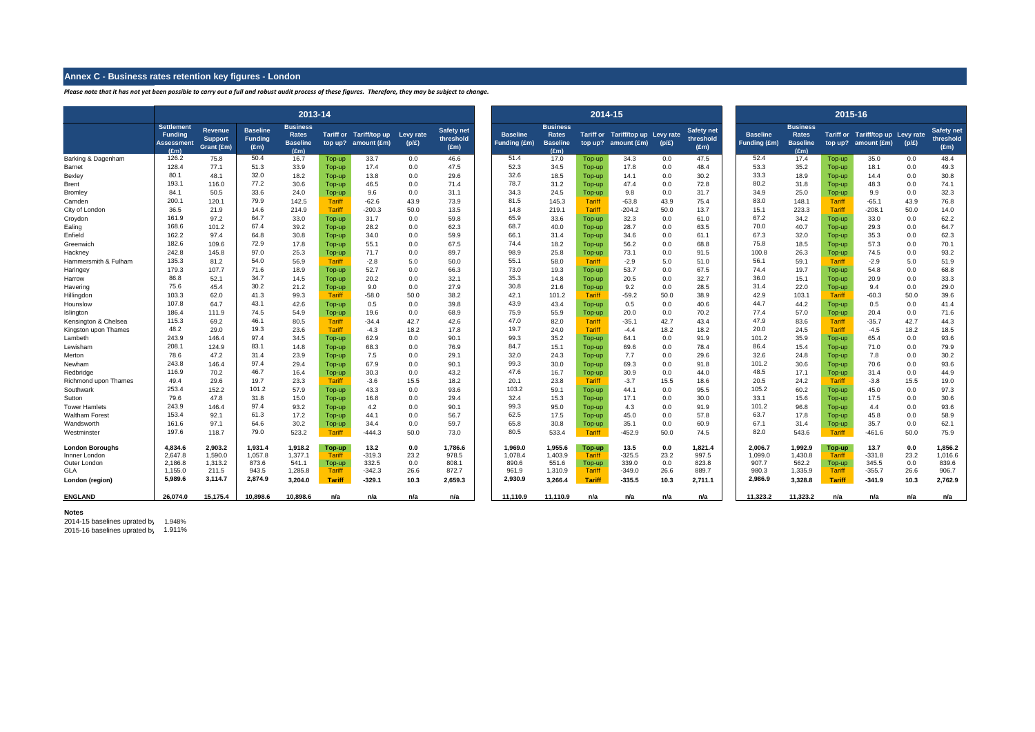## Annex C - Business rates retention key figures - London

*Please note that it has not yet been possible to carry out a full and robust audit process of these figures. Therefore, they may be subject to change.*

| | 2013-14 | | | | | | | | 2014-15 | | | | | | | 2015-16 | | | | | | |
|---|---|---|---|---|---|---|---|---|---|---|---|---|---|---|---|---|---|---|---|---|---|---|
| | Settlement Funding Assessment (£m) | Revenue Support Grant (£m) | Baseline Funding (£m) | Business Rates Baseline (£m) | Tariff or top up? | Tariff/top up amount (£m) | Levy rate (p/£) | Safety net threshold (£m) | Baseline Funding (£m) | Business Rates Baseline (£m) | Tariff or top up? | Tariff/top up amount (£m) | Levy rate (p/£) | Safety net threshold (£m) | Baseline Funding (£m) | Business Rates Baseline (£m) | Tariff or top up? | Tariff/top up amount (£m) | Levy rate (p/£) | Safety net threshold (£m) |
| Barking & Dagenham | 126.2 | 75.8 | 50.4 | 16.7 | Top-up | 33.7 | 0.0 | 46.6 | 51.4 | 17.0 | Top-up | 34.3 | 0.0 | 47.5 | 52.4 | 17.4 | Top-up | 35.0 | 0.0 | 48.4 |
| Barnet | 128.4 | 77.1 | 51.3 | 33.9 | Top-up | 17.4 | 0.0 | 47.5 | 52.3 | 34.5 | Top-up | 17.8 | 0.0 | 48.4 | 53.3 | 35.2 | Top-up | 18.1 | 0.0 | 49.3 |
| Bexley | 80.1 | 48.1 | 32.0 | 18.2 | Top-up | 13.8 | 0.0 | 29.6 | 32.6 | 18.5 | Top-up | 14.1 | 0.0 | 30.2 | 33.3 | 18.9 | Top-up | 14.4 | 0.0 | 30.8 |
| Brent | 193.1 | 116.0 | 77.2 | 30.6 | Top-up | 46.5 | 0.0 | 71.4 | 78.7 | 31.2 | Top-up | 47.4 | 0.0 | 72.8 | 80.2 | 31.8 | Top-up | 48.3 | 0.0 | 74.1 |
| Bromley | 84.1 | 50.5 | 33.6 | 24.0 | Top-up | 9.6 | 0.0 | 31.1 | 34.3 | 24.5 | Top-up | 9.8 | 0.0 | 31.7 | 34.9 | 25.0 | Top-up | 9.9 | 0.0 | 32.3 |
| Camden | 200.1 | 120.1 | 79.9 | 142.5 | Tariff | -62.6 | 43.9 | 73.9 | 81.5 | 145.3 | Tariff | -63.8 | 43.9 | 75.4 | 83.0 | 148.1 | Tariff | -65.1 | 43.9 | 76.8 |
| City of London | 36.5 | 21.9 | 14.6 | 214.9 | Tariff | -200.3 | 50.0 | 13.5 | 14.8 | 219.1 | Tariff | -204.2 | 50.0 | 13.7 | 15.1 | 223.3 | Tariff | -208.1 | 50.0 | 14.0 |
| Croydon | 161.9 | 97.2 | 64.7 | 33.0 | Top-up | 31.7 | 0.0 | 59.8 | 65.9 | 33.6 | Top-up | 32.3 | 0.0 | 61.0 | 67.2 | 34.2 | Top-up | 33.0 | 0.0 | 62.2 |
| Ealing | 168.6 | 101.2 | 67.4 | 39.2 | Top-up | 28.2 | 0.0 | 62.3 | 68.7 | 40.0 | Top-up | 28.7 | 0.0 | 63.5 | 70.0 | 40.7 | Top-up | 29.3 | 0.0 | 64.7 |
| Enfield | 162.2 | 97.4 | 64.8 | 30.8 | Top-up | 34.0 | 0.0 | 59.9 | 66.1 | 31.4 | Top-up | 34.6 | 0.0 | 61.1 | 67.3 | 32.0 | Top-up | 35.3 | 0.0 | 62.3 |
| Greenwich | 182.6 | 109.6 | 72.9 | 17.8 | Top-up | 55.1 | 0.0 | 67.5 | 74.4 | 18.2 | Top-up | 56.2 | 0.0 | 68.8 | 75.8 | 18.5 | Top-up | 57.3 | 0.0 | 70.1 |
| Hackney | 242.8 | 145.8 | 97.0 | 25.3 | Top-up | 71.7 | 0.0 | 89.7 | 98.9 | 25.8 | Top-up | 73.1 | 0.0 | 91.5 | 100.8 | 26.3 | Top-up | 74.5 | 0.0 | 93.2 |
| Hammersmith & Fulham | 135.3 | 81.2 | 54.0 | 56.9 | Tariff | -2.8 | 5.0 | 50.0 | 55.1 | 58.0 | Tariff | -2.9 | 5.0 | 51.0 | 56.1 | 59.1 | Tariff | -2.9 | 5.0 | 51.9 |
| Haringey | 179.3 | 107.7 | 71.6 | 18.9 | Top-up | 52.7 | 0.0 | 66.3 | 73.0 | 19.3 | Top-up | 53.7 | 0.0 | 67.5 | 74.4 | 19.7 | Top-up | 54.8 | 0.0 | 68.8 |
| Harrow | 86.8 | 52.1 | 34.7 | 14.5 | Top-up | 20.2 | 0.0 | 32.1 | 35.3 | 14.8 | Top-up | 20.5 | 0.0 | 32.7 | 36.0 | 15.1 | Top-up | 20.9 | 0.0 | 33.3 |
| Havering | 75.6 | 45.4 | 30.2 | 21.2 | Top-up | 9.0 | 0.0 | 27.9 | 30.8 | 21.6 | Top-up | 9.2 | 0.0 | 28.5 | 31.4 | 22.0 | Top-up | 9.4 | 0.0 | 29.0 |
| Hillingdon | 103.3 | 62.0 | 41.3 | 99.3 | Tariff | -58.0 | 50.0 | 38.2 | 42.1 | 101.2 | Tariff | -59.2 | 50.0 | 38.9 | 42.9 | 103.1 | Tariff | -60.3 | 50.0 | 39.6 |
| Hounslow | 107.8 | 64.7 | 43.1 | 42.6 | Top-up | 0.5 | 0.0 | 39.8 | 43.9 | 43.4 | Top-up | 0.5 | 0.0 | 40.6 | 44.7 | 44.2 | Top-up | 0.5 | 0.0 | 41.4 |
| Islington | 186.4 | 111.9 | 74.5 | 54.9 | Top-up | 19.6 | 0.0 | 68.9 | 75.9 | 55.9 | Top-up | 20.0 | 0.0 | 70.2 | 77.4 | 57.0 | Top-up | 20.4 | 0.0 | 71.6 |
| Kensington & Chelsea | 115.3 | 69.2 | 46.1 | 80.5 | Tariff | -34.4 | 42.7 | 42.6 | 47.0 | 82.0 | Tariff | -35.1 | 42.7 | 43.4 | 47.9 | 83.6 | Tariff | -35.7 | 42.7 | 44.3 |
| Kingston upon Thames | 48.2 | 29.0 | 19.3 | 23.6 | Tariff | -4.3 | 18.2 | 17.8 | 19.7 | 24.0 | Tariff | -4.4 | 18.2 | 18.2 | 20.0 | 24.5 | Tariff | -4.5 | 18.2 | 18.5 |
| Lambeth | 243.9 | 146.4 | 97.4 | 34.5 | Top-up | 62.9 | 0.0 | 90.1 | 99.3 | 35.2 | Top-up | 64.1 | 0.0 | 91.9 | 101.2 | 35.9 | Top-up | 65.4 | 0.0 | 93.6 |
| Lewisham | 208.1 | 124.9 | 83.1 | 14.8 | Top-up | 68.3 | 0.0 | 76.9 | 84.7 | 15.1 | Top-up | 69.6 | 0.0 | 78.4 | 86.4 | 15.4 | Top-up | 71.0 | 0.0 | 79.9 |
| Merton | 78.6 | 47.2 | 31.4 | 23.9 | Top-up | 7.5 | 0.0 | 29.1 | 32.0 | 24.3 | Top-up | 7.7 | 0.0 | 29.6 | 32.6 | 24.8 | Top-up | 7.8 | 0.0 | 30.2 |
| Newham | 243.8 | 146.4 | 97.4 | 29.4 | Top-up | 67.9 | 0.0 | 90.1 | 99.3 | 30.0 | Top-up | 69.3 | 0.0 | 91.8 | 101.2 | 30.6 | Top-up | 70.6 | 0.0 | 93.6 |
| Redbridge | 116.9 | 70.2 | 46.7 | 16.4 | Top-up | 30.3 | 0.0 | 43.2 | 47.6 | 16.7 | Top-up | 30.9 | 0.0 | 44.0 | 48.5 | 17.1 | Top-up | 31.4 | 0.0 | 44.9 |
| Richmond upon Thames | 49.4 | 29.6 | 19.7 | 23.3 | Tariff | -3.6 | 15.5 | 18.2 | 20.1 | 23.8 | Tariff | -3.7 | 15.5 | 18.6 | 20.5 | 24.2 | Tariff | -3.8 | 15.5 | 19.0 |
| Southwark | 253.4 | 152.2 | 101.2 | 57.9 | Top-up | 43.3 | 0.0 | 93.6 | 103.2 | 59.1 | Top-up | 44.1 | 0.0 | 95.5 | 105.2 | 60.2 | Top-up | 45.0 | 0.0 | 97.3 |
| Sutton | 79.6 | 47.8 | 31.8 | 15.0 | Top-up | 16.8 | 0.0 | 29.4 | 32.4 | 15.3 | Top-up | 17.1 | 0.0 | 30.0 | 33.1 | 15.6 | Top-up | 17.5 | 0.0 | 30.6 |
| Tower Hamlets | 243.9 | 146.4 | 97.4 | 93.2 | Top-up | 4.2 | 0.0 | 90.1 | 99.3 | 95.0 | Top-up | 4.3 | 0.0 | 91.9 | 101.2 | 96.8 | Top-up | 4.4 | 0.0 | 93.6 |
| Waltham Forest | 153.4 | 92.1 | 61.3 | 17.2 | Top-up | 44.1 | 0.0 | 56.7 | 62.5 | 17.5 | Top-up | 45.0 | 0.0 | 57.8 | 63.7 | 17.8 | Top-up | 45.8 | 0.0 | 58.9 |
| Wandsworth | 161.6 | 97.1 | 64.6 | 30.2 | Top-up | 34.4 | 0.0 | 59.7 | 65.8 | 30.8 | Top-up | 35.1 | 0.0 | 60.9 | 67.1 | 31.4 | Top-up | 35.7 | 0.0 | 62.1 |
| Westminster | 197.6 | 118.7 | 79.0 | 523.2 | Tariff | -444.3 | 50.0 | 73.0 | 80.5 | 533.4 | Tariff | -452.9 | 50.0 | 74.5 | 82.0 | 543.6 | Tariff | -461.6 | 50.0 | 75.9 |
| **London Boroughs** | **4,834.6** | **2,903.2** | **1,931.4** | **1,918.2** | **Top-up** | **13.2** | **0.0** | **1,786.6** | **1,969.0** | **1,955.6** | **Top-up** | **13.5** | **0.0** | **1,821.4** | **2,006.7** | **1,992.9** | **Top-up** | **13.7** | **0.0** | **1,856.2** |
| Innner London | 2,647.8 | 1,590.0 | 1,057.8 | 1,377.1 | Tariff | -319.3 | 23.2 | 978.5 | 1,078.4 | 1,403.9 | Tariff | -325.5 | 23.2 | 997.5 | 1,099.0 | 1,430.8 | Tariff | -331.8 | 23.2 | 1,016.6 |
| Outer London | 2,186.8 | 1,313.2 | 873.6 | 541.1 | Top-up | 332.5 | 0.0 | 808.1 | 890.6 | 551.6 | Top-up | 339.0 | 0.0 | 823.8 | 907.7 | 562.2 | Top-up | 345.5 | 0.0 | 839.6 |
| GLA | 1,155.0 | 211.5 | 943.5 | 1,285.8 | Tariff | -342.3 | 26.6 | 872.7 | 961.9 | 1,310.9 | Tariff | -349.0 | 26.6 | 889.7 | 980.3 | 1,335.9 | Tariff | -355.7 | 26.6 | 906.7 |
| **London (region)** | **5,989.6** | **3,114.7** | **2,874.9** | **3,204.0** | **Tariff** | **-329.1** | **10.3** | **2,659.3** | **2,930.9** | **3,266.4** | **Tariff** | **-335.5** | **10.3** | **2,711.1** | **2,986.9** | **3,328.8** | **Tariff** | **-341.9** | **10.3** | **2,762.9** |
| **ENGLAND** | **26,074.0** | **15,175.4** | **10,898.6** | **10,898.6** | **n/a** | **n/a** | **n/a** | **n/a** | **11,110.9** | **11,110.9** | **n/a** | **n/a** | **n/a** | **n/a** | **11,323.2** | **11,323.2** | **n/a** | **n/a** | **n/a** | **n/a** |

**Notes**

2014-15 baselines uprated by 1.948%

2015-16 baselines uprated by 1.911%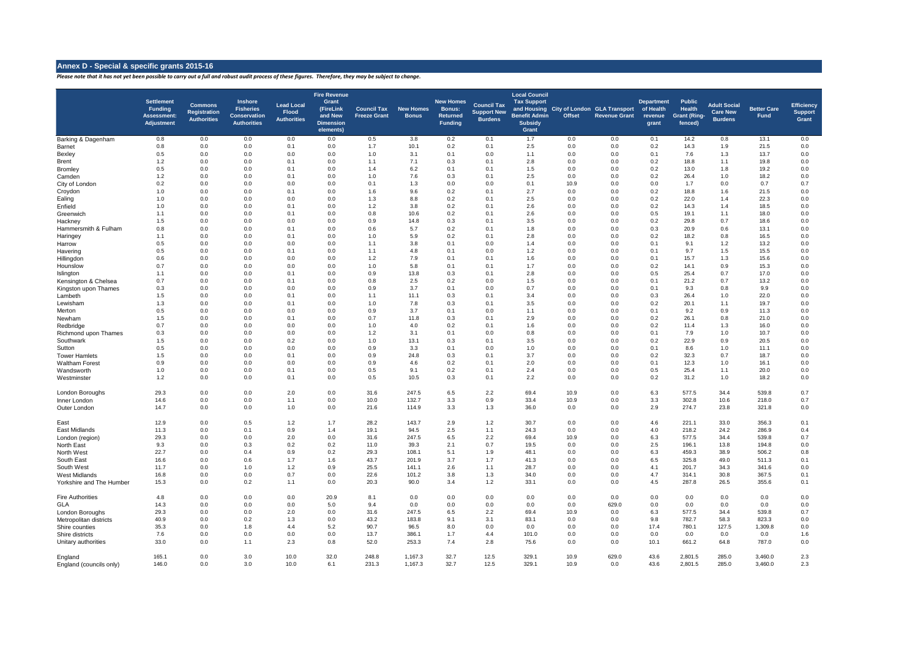## Annex D - Special & specific grants 2015-16

*Please note that it has not yet been possible to carry out a full and robust audit process of these figures. Therefore, they may be subject to change.*

| | Settlement Funding Assessment: Adjustment | Commons Registration Authorities | Inshore Fisheries Conservation Authorities | Lead Local Flood Authorities | Fire Revenue Grant (FireLink and New Dimension elements) | Council Tax Freeze Grant | New Homes Bonus | New Homes Bonus: Returned Funding | Council Tax Support New Burdens | Local Council Tax Support and Housing Benefit Admin Subsidy Grant | City of London Offset | GLA Transport Revenue Grant | Department of Health revenue grant | Public Health Grant (Ring-fenced) | Adult Social Care New Burdens | Better Care Fund | Efficiency Support Grant |
|---|---|---|---|---|---|---|---|---|---|---|---|---|---|---|---|---|---|
| Barking & Dagenham | 0.8 | 0.0 | 0.0 | 0.0 | 0.0 | 0.5 | 3.8 | 0.2 | 0.1 | 1.7 | 0.0 | 0.0 | 0.1 | 14.2 | 0.8 | 13.1 | 0.0 |
| Barnet | 0.8 | 0.0 | 0.0 | 0.1 | 0.0 | 1.7 | 10.1 | 0.2 | 0.1 | 2.5 | 0.0 | 0.0 | 0.2 | 14.3 | 1.9 | 21.5 | 0.0 |
| Bexley | 0.5 | 0.0 | 0.0 | 0.0 | 0.0 | 1.0 | 3.1 | 0.1 | 0.0 | 1.1 | 0.0 | 0.0 | 0.1 | 7.6 | 1.3 | 13.7 | 0.0 |
| Brent | 1.2 | 0.0 | 0.0 | 0.1 | 0.0 | 1.1 | 7.1 | 0.3 | 0.1 | 2.8 | 0.0 | 0.0 | 0.2 | 18.8 | 1.1 | 19.8 | 0.0 |
| Bromley | 0.5 | 0.0 | 0.0 | 0.1 | 0.0 | 1.4 | 6.2 | 0.1 | 0.1 | 1.5 | 0.0 | 0.0 | 0.2 | 13.0 | 1.8 | 19.2 | 0.0 |
| Camden | 1.2 | 0.0 | 0.0 | 0.1 | 0.0 | 1.0 | 7.6 | 0.3 | 0.1 | 2.5 | 0.0 | 0.0 | 0.2 | 26.4 | 1.0 | 18.2 | 0.0 |
| City of London | 0.2 | 0.0 | 0.0 | 0.0 | 0.0 | 0.1 | 1.3 | 0.0 | 0.0 | 0.1 | 10.9 | 0.0 | 0.0 | 1.7 | 0.0 | 0.7 | 0.7 |
| Croydon | 1.0 | 0.0 | 0.0 | 0.1 | 0.0 | 1.6 | 9.6 | 0.2 | 0.1 | 2.7 | 0.0 | 0.0 | 0.2 | 18.8 | 1.6 | 21.5 | 0.0 |
| Ealing | 1.0 | 0.0 | 0.0 | 0.0 | 0.0 | 1.3 | 8.8 | 0.2 | 0.1 | 2.5 | 0.0 | 0.0 | 0.2 | 22.0 | 1.4 | 22.3 | 0.0 |
| Enfield | 1.0 | 0.0 | 0.0 | 0.1 | 0.0 | 1.2 | 3.8 | 0.2 | 0.1 | 2.6 | 0.0 | 0.0 | 0.2 | 14.3 | 1.4 | 18.5 | 0.0 |
| Greenwich | 1.1 | 0.0 | 0.0 | 0.1 | 0.0 | 0.8 | 10.6 | 0.2 | 0.1 | 2.6 | 0.0 | 0.0 | 0.5 | 19.1 | 1.1 | 18.0 | 0.0 |
| Hackney | 1.5 | 0.0 | 0.0 | 0.0 | 0.0 | 0.9 | 14.8 | 0.3 | 0.1 | 3.5 | 0.0 | 0.0 | 0.2 | 29.8 | 0.7 | 18.6 | 0.0 |
| Hammersmith & Fulham | 0.8 | 0.0 | 0.0 | 0.1 | 0.0 | 0.6 | 5.7 | 0.2 | 0.1 | 1.8 | 0.0 | 0.0 | 0.3 | 20.9 | 0.6 | 13.1 | 0.0 |
| Haringey | 1.1 | 0.0 | 0.0 | 0.1 | 0.0 | 1.0 | 5.9 | 0.2 | 0.1 | 2.8 | 0.0 | 0.0 | 0.2 | 18.2 | 0.8 | 16.5 | 0.0 |
| Harrow | 0.5 | 0.0 | 0.0 | 0.0 | 0.0 | 1.1 | 3.8 | 0.1 | 0.0 | 1.4 | 0.0 | 0.0 | 0.1 | 9.1 | 1.2 | 13.2 | 0.0 |
| Havering | 0.5 | 0.0 | 0.0 | 0.1 | 0.0 | 1.1 | 4.8 | 0.1 | 0.0 | 1.2 | 0.0 | 0.0 | 0.1 | 9.7 | 1.5 | 15.5 | 0.0 |
| Hillingdon | 0.6 | 0.0 | 0.0 | 0.0 | 0.0 | 1.2 | 7.9 | 0.1 | 0.1 | 1.6 | 0.0 | 0.0 | 0.1 | 15.7 | 1.3 | 15.6 | 0.0 |
| Hounslow | 0.7 | 0.0 | 0.0 | 0.0 | 0.0 | 1.0 | 5.8 | 0.1 | 0.1 | 1.7 | 0.0 | 0.0 | 0.2 | 14.1 | 0.9 | 15.3 | 0.0 |
| Islington | 1.1 | 0.0 | 0.0 | 0.1 | 0.0 | 0.9 | 13.8 | 0.3 | 0.1 | 2.8 | 0.0 | 0.0 | 0.5 | 25.4 | 0.7 | 17.0 | 0.0 |
| Kensington & Chelsea | 0.7 | 0.0 | 0.0 | 0.1 | 0.0 | 0.8 | 2.5 | 0.2 | 0.0 | 1.5 | 0.0 | 0.0 | 0.1 | 21.2 | 0.7 | 13.2 | 0.0 |
| Kingston upon Thames | 0.3 | 0.0 | 0.0 | 0.0 | 0.0 | 0.9 | 3.7 | 0.1 | 0.0 | 0.7 | 0.0 | 0.0 | 0.1 | 9.3 | 0.8 | 9.9 | 0.0 |
| Lambeth | 1.5 | 0.0 | 0.0 | 0.1 | 0.0 | 1.1 | 11.1 | 0.3 | 0.1 | 3.4 | 0.0 | 0.0 | 0.3 | 26.4 | 1.0 | 22.0 | 0.0 |
| Lewisham | 1.3 | 0.0 | 0.0 | 0.1 | 0.0 | 1.0 | 7.8 | 0.3 | 0.1 | 3.5 | 0.0 | 0.0 | 0.2 | 20.1 | 1.1 | 19.7 | 0.0 |
| Merton | 0.5 | 0.0 | 0.0 | 0.0 | 0.0 | 0.9 | 3.7 | 0.1 | 0.0 | 1.1 | 0.0 | 0.0 | 0.1 | 9.2 | 0.9 | 11.3 | 0.0 |
| Newham | 1.5 | 0.0 | 0.0 | 0.1 | 0.0 | 0.7 | 11.8 | 0.3 | 0.1 | 2.9 | 0.0 | 0.0 | 0.2 | 26.1 | 0.8 | 21.0 | 0.0 |
| Redbridge | 0.7 | 0.0 | 0.0 | 0.0 | 0.0 | 1.0 | 4.0 | 0.2 | 0.1 | 1.6 | 0.0 | 0.0 | 0.2 | 11.4 | 1.3 | 16.0 | 0.0 |
| Richmond upon Thames | 0.3 | 0.0 | 0.0 | 0.0 | 0.0 | 1.2 | 3.1 | 0.1 | 0.0 | 0.8 | 0.0 | 0.0 | 0.1 | 7.9 | 1.0 | 10.7 | 0.0 |
| Southwark | 1.5 | 0.0 | 0.0 | 0.2 | 0.0 | 1.0 | 13.1 | 0.3 | 0.1 | 3.5 | 0.0 | 0.0 | 0.2 | 22.9 | 0.9 | 20.5 | 0.0 |
| Sutton | 0.5 | 0.0 | 0.0 | 0.0 | 0.0 | 0.9 | 3.3 | 0.1 | 0.0 | 1.0 | 0.0 | 0.0 | 0.1 | 8.6 | 1.0 | 11.1 | 0.0 |
| Tower Hamlets | 1.5 | 0.0 | 0.0 | 0.1 | 0.0 | 0.9 | 24.8 | 0.3 | 0.1 | 3.7 | 0.0 | 0.0 | 0.2 | 32.3 | 0.7 | 18.7 | 0.0 |
| Waltham Forest | 0.9 | 0.0 | 0.0 | 0.0 | 0.0 | 0.9 | 4.6 | 0.2 | 0.1 | 2.0 | 0.0 | 0.0 | 0.1 | 12.3 | 1.0 | 16.1 | 0.0 |
| Wandsworth | 1.0 | 0.0 | 0.0 | 0.1 | 0.0 | 0.5 | 9.1 | 0.2 | 0.1 | 2.4 | 0.0 | 0.0 | 0.5 | 25.4 | 1.1 | 20.0 | 0.0 |
| Westminster | 1.2 | 0.0 | 0.0 | 0.1 | 0.0 | 0.5 | 10.5 | 0.3 | 0.1 | 2.2 | 0.0 | 0.0 | 0.2 | 31.2 | 1.0 | 18.2 | 0.0 |
| | | | | | | | | | | | | | | | | | |
| London Boroughs | 29.3 | 0.0 | 0.0 | 2.0 | 0.0 | 31.6 | 247.5 | 6.5 | 2.2 | 69.4 | 10.9 | 0.0 | 6.3 | 577.5 | 34.4 | 539.8 | 0.7 |
| Inner London | 14.6 | 0.0 | 0.0 | 1.1 | 0.0 | 10.0 | 132.7 | 3.3 | 0.9 | 33.4 | 10.9 | 0.0 | 3.3 | 302.8 | 10.6 | 218.0 | 0.7 |
| Outer London | 14.7 | 0.0 | 0.0 | 1.0 | 0.0 | 21.6 | 114.9 | 3.3 | 1.3 | 36.0 | 0.0 | 0.0 | 2.9 | 274.7 | 23.8 | 321.8 | 0.0 |
| | | | | | | | | | | | | | | | | | |
| East | 12.9 | 0.0 | 0.5 | 1.2 | 1.7 | 28.2 | 143.7 | 2.9 | 1.2 | 30.7 | 0.0 | 0.0 | 4.6 | 221.1 | 33.0 | 356.3 | 0.1 |
| East Midlands | 11.3 | 0.0 | 0.1 | 0.9 | 1.4 | 19.1 | 94.5 | 2.5 | 1.1 | 24.3 | 0.0 | 0.0 | 4.0 | 218.2 | 24.2 | 286.9 | 0.4 |
| London (region) | 29.3 | 0.0 | 0.0 | 2.0 | 0.0 | 31.6 | 247.5 | 6.5 | 2.2 | 69.4 | 10.9 | 0.0 | 6.3 | 577.5 | 34.4 | 539.8 | 0.7 |
| North East | 9.3 | 0.0 | 0.3 | 0.2 | 0.2 | 11.0 | 39.3 | 2.1 | 0.7 | 19.5 | 0.0 | 0.0 | 2.5 | 196.1 | 13.8 | 194.8 | 0.0 |
| North West | 22.7 | 0.0 | 0.4 | 0.9 | 0.2 | 29.3 | 108.1 | 5.1 | 1.9 | 48.1 | 0.0 | 0.0 | 6.3 | 459.3 | 38.9 | 506.2 | 0.8 |
| South East | 16.6 | 0.0 | 0.6 | 1.7 | 1.6 | 43.7 | 201.9 | 3.7 | 1.7 | 41.3 | 0.0 | 0.0 | 6.5 | 325.8 | 49.0 | 511.3 | 0.1 |
| South West | 11.7 | 0.0 | 1.0 | 1.2 | 0.9 | 25.5 | 141.1 | 2.6 | 1.1 | 28.7 | 0.0 | 0.0 | 4.1 | 201.7 | 34.3 | 341.6 | 0.0 |
| West Midlands | 16.8 | 0.0 | 0.0 | 0.7 | 0.0 | 22.6 | 101.2 | 3.8 | 1.3 | 34.0 | 0.0 | 0.0 | 4.7 | 314.1 | 30.8 | 367.5 | 0.1 |
| Yorkshire and The Humber | 15.3 | 0.0 | 0.2 | 1.1 | 0.0 | 20.3 | 90.0 | 3.4 | 1.2 | 33.1 | 0.0 | 0.0 | 4.5 | 287.8 | 26.5 | 355.6 | 0.1 |
| | | | | | | | | | | | | | | | | | |
| Fire Authorities | 4.8 | 0.0 | 0.0 | 0.0 | 20.9 | 8.1 | 0.0 | 0.0 | 0.0 | 0.0 | 0.0 | 0.0 | 0.0 | 0.0 | 0.0 | 0.0 | 0.0 |
| GLA | 14.3 | 0.0 | 0.0 | 0.0 | 5.0 | 9.4 | 0.0 | 0.0 | 0.0 | 0.0 | 0.0 | 629.0 | 0.0 | 0.0 | 0.0 | 0.0 | 0.0 |
| London Boroughs | 29.3 | 0.0 | 0.0 | 2.0 | 0.0 | 31.6 | 247.5 | 6.5 | 2.2 | 69.4 | 10.9 | 0.0 | 6.3 | 577.5 | 34.4 | 539.8 | 0.7 |
| Metropolitan districts | 40.9 | 0.0 | 0.2 | 1.3 | 0.0 | 43.2 | 183.8 | 9.1 | 3.1 | 83.1 | 0.0 | 0.0 | 9.8 | 782.7 | 58.3 | 823.3 | 0.0 |
| Shire counties | 35.3 | 0.0 | 1.8 | 4.4 | 5.2 | 90.7 | 96.5 | 8.0 | 0.0 | 0.0 | 0.0 | 0.0 | 17.4 | 780.1 | 127.5 | 1,309.8 | 0.0 |
| Shire districts | 7.6 | 0.0 | 0.0 | 0.0 | 0.0 | 13.7 | 386.1 | 1.7 | 4.4 | 101.0 | 0.0 | 0.0 | 0.0 | 0.0 | 0.0 | 0.0 | 1.6 |
| Unitary authorities | 33.0 | 0.0 | 1.1 | 2.3 | 0.8 | 52.0 | 253.3 | 7.4 | 2.8 | 75.6 | 0.0 | 0.0 | 10.1 | 661.2 | 64.8 | 787.0 | 0.0 |
| | | | | | | | | | | | | | | | | | |
| England | 165.1 | 0.0 | 3.0 | 10.0 | 32.0 | 248.8 | 1,167.3 | 32.7 | 12.5 | 329.1 | 10.9 | 629.0 | 43.6 | 2,801.5 | 285.0 | 3,460.0 | 2.3 |
| England (councils only) | 146.0 | 0.0 | 3.0 | 10.0 | 6.1 | 231.3 | 1,167.3 | 32.7 | 12.5 | 329.1 | 10.9 | 0.0 | 43.6 | 2,801.5 | 285.0 | 3,460.0 | 2.3 |